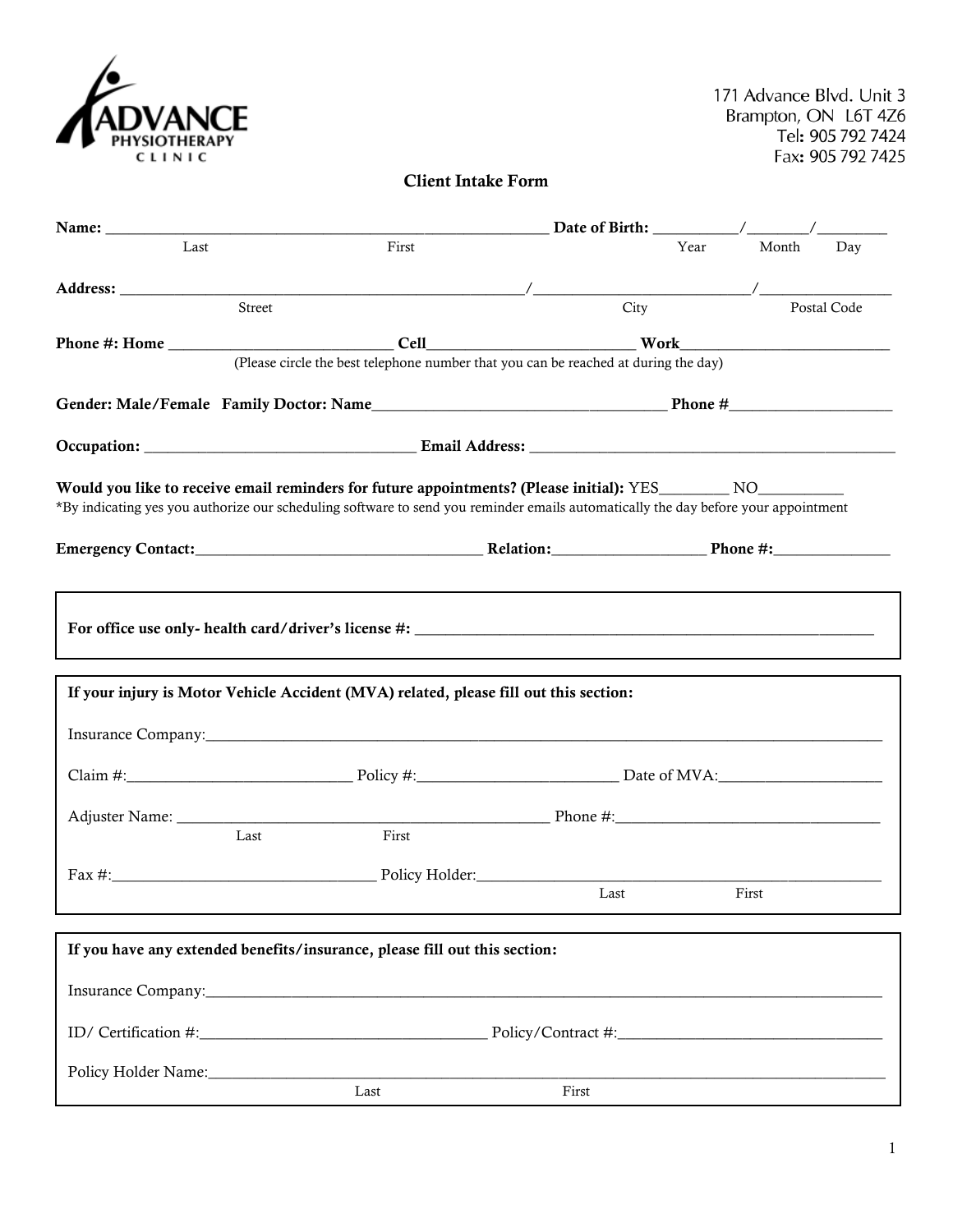**ADVANCE PHYSIOTHERAPY CLINIC**

171 Advance Blvd. Unit 3
Brampton, ON L6T 4Z6
Tel: 905 792 7424
Fax: 905 792 7425

## Client Intake Form

**Name:** ___________________________________________________ **Date of Birth:** __________/_______/________
Last First Year Month Day

**Address:** ______________________________________________/___________________________/________________
Street City Postal Code

**Phone #: Home** ___________________________ **Cell**_________________________ **Work**__________________________
(Please circle the best telephone number that you can be reached at during the day)

**Gender: Male/Female Family Doctor: Name**____________________________________ **Phone #**____________________

**Occupation:** _________________________________ **Email Address:** _____________________________________________

**Would you like to receive email reminders for future appointments? (Please initial):** YES________ NO__________
*By indicating yes you authorize our scheduling software to send you reminder emails automatically the day before your appointment

**Emergency Contact:**___________________________________ **Relation:**___________________ **Phone #:**______________

---

**For office use only- health card/driver's license #:** ____________________________________________________________

---

**If your injury is Motor Vehicle Accident (MVA) related, please fill out this section:**

Insurance Company:_________________________________________________________________________________

Claim #:____________________________ Policy #:_________________________ Date of MVA:____________________

Adjuster Name: _____________________________________________ Phone #:_________________________________
Last First

Fax #:________________________________ Policy Holder:___________________________________________________
Last First

---

**If you have any extended benefits/insurance, please fill out this section:**

Insurance Company:_________________________________________________________________________________

ID/ Certification #:___________________________________ Policy/Contract #:________________________________

Policy Holder Name:_________________________________________________________________________________
Last First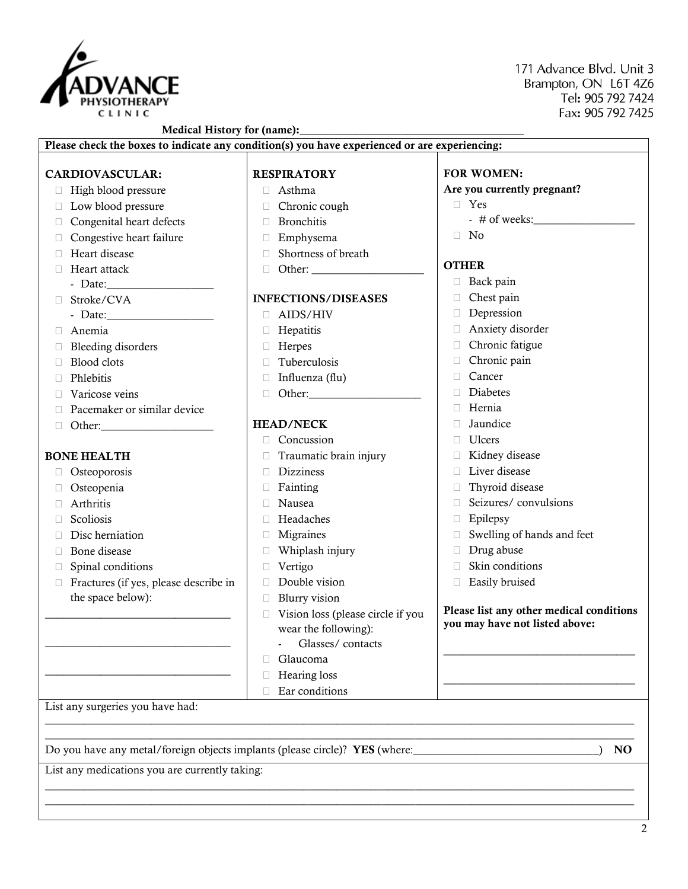ADVANCE PHYSIOTHERAPY CLINIC

171 Advance Blvd. Unit 3
Brampton, ON L6T 4Z6
Tel: 905 792 7424
Fax: 905 792 7425

**Medical History for (name):**\_\_\_\_\_\_\_\_\_\_\_\_\_\_\_\_\_\_\_\_\_\_\_\_\_\_\_\_\_\_\_\_\_\_\_\_\_\_\_\_

**Please check the boxes to indicate any condition(s) you have experienced or are experiencing:**

**CARDIOVASCULAR:**

- ☐ High blood pressure
- ☐ Low blood pressure
- ☐ Congenital heart defects
- ☐ Congestive heart failure
- ☐ Heart disease
- ☐ Heart attack
  - Date:\_\_\_\_\_\_\_\_\_\_\_\_\_\_\_\_\_\_
- ☐ Stroke/CVA
  - Date:\_\_\_\_\_\_\_\_\_\_\_\_\_\_\_\_\_\_
- ☐ Anemia
- ☐ Bleeding disorders
- ☐ Blood clots
- ☐ Phlebitis
- ☐ Varicose veins
- ☐ Pacemaker or similar device
- ☐ Other:\_\_\_\_\_\_\_\_\_\_\_\_\_\_\_\_\_\_\_\_

**BONE HEALTH**

- ☐ Osteoporosis
- ☐ Osteopenia
- ☐ Arthritis
- ☐ Scoliosis
- ☐ Disc herniation
- ☐ Bone disease
- ☐ Spinal conditions
- ☐ Fractures (if yes, please describe in the space below):

\_\_\_\_\_\_\_\_\_\_\_\_\_\_\_\_\_\_\_\_\_\_\_\_\_\_\_\_\_\_\_\_

\_\_\_\_\_\_\_\_\_\_\_\_\_\_\_\_\_\_\_\_\_\_\_\_\_\_\_\_\_\_\_\_

\_\_\_\_\_\_\_\_\_\_\_\_\_\_\_\_\_\_\_\_\_\_\_\_\_\_\_\_\_\_\_\_

**RESPIRATORY**

- ☐ Asthma
- ☐ Chronic cough
- ☐ Bronchitis
- ☐ Emphysema
- ☐ Shortness of breath
- ☐ Other: \_\_\_\_\_\_\_\_\_\_\_\_\_\_\_\_\_\_\_\_

**INFECTIONS/DISEASES**

- ☐ AIDS/HIV
- ☐ Hepatitis
- ☐ Herpes
- ☐ Tuberculosis
- ☐ Influenza (flu)
- ☐ Other:\_\_\_\_\_\_\_\_\_\_\_\_\_\_\_\_\_\_\_\_

**HEAD/NECK**

- ☐ Concussion
- ☐ Traumatic brain injury
- ☐ Dizziness
- ☐ Fainting
- ☐ Nausea
- ☐ Headaches
- ☐ Migraines
- ☐ Whiplash injury
- ☐ Vertigo
- ☐ Double vision
- ☐ Blurry vision
- ☐ Vision loss (please circle if you wear the following):
  - Glasses/ contacts
- ☐ Glaucoma
- ☐ Hearing loss
- ☐ Ear conditions

**FOR WOMEN:**

**Are you currently pregnant?**

- ☐ Yes
  - # of weeks:\_\_\_\_\_\_\_\_\_\_\_\_\_\_\_\_\_\_
- ☐ No

**OTHER**

- ☐ Back pain
- ☐ Chest pain
- ☐ Depression
- ☐ Anxiety disorder
- ☐ Chronic fatigue
- ☐ Chronic pain
- ☐ Cancer
- ☐ Diabetes
- ☐ Hernia
- ☐ Jaundice
- ☐ Ulcers
- ☐ Kidney disease
- ☐ Liver disease
- ☐ Thyroid disease
- ☐ Seizures/ convulsions
- ☐ Epilepsy
- ☐ Swelling of hands and feet
- ☐ Drug abuse
- ☐ Skin conditions
- ☐ Easily bruised

**Please list any other medical conditions you may have not listed above:**

\_\_\_\_\_\_\_\_\_\_\_\_\_\_\_\_\_\_\_\_\_\_\_\_\_\_\_\_\_\_\_\_\_\_

\_\_\_\_\_\_\_\_\_\_\_\_\_\_\_\_\_\_\_\_\_\_\_\_\_\_\_\_\_\_\_\_\_\_

List any surgeries you have had:

\_\_\_\_\_\_\_\_\_\_\_\_\_\_\_\_\_\_\_\_\_\_\_\_\_\_\_\_\_\_\_\_\_\_\_\_\_\_\_\_\_\_\_\_\_\_\_\_\_\_\_\_\_\_\_\_\_\_\_\_\_\_\_\_\_\_\_\_\_\_\_\_\_\_\_\_\_\_\_\_\_\_\_\_\_\_\_\_\_\_\_\_

\_\_\_\_\_\_\_\_\_\_\_\_\_\_\_\_\_\_\_\_\_\_\_\_\_\_\_\_\_\_\_\_\_\_\_\_\_\_\_\_\_\_\_\_\_\_\_\_\_\_\_\_\_\_\_\_\_\_\_\_\_\_\_\_\_\_\_\_\_\_\_\_\_\_\_\_\_\_\_\_\_\_\_\_\_\_\_\_\_\_\_\_

Do you have any metal/foreign objects implants (please circle)? **YES** (where:\_\_\_\_\_\_\_\_\_\_\_\_\_\_\_\_\_\_\_\_\_\_\_\_\_\_\_\_\_\_\_\_\_\_) **NO**

List any medications you are currently taking:

\_\_\_\_\_\_\_\_\_\_\_\_\_\_\_\_\_\_\_\_\_\_\_\_\_\_\_\_\_\_\_\_\_\_\_\_\_\_\_\_\_\_\_\_\_\_\_\_\_\_\_\_\_\_\_\_\_\_\_\_\_\_\_\_\_\_\_\_\_\_\_\_\_\_\_\_\_\_\_\_\_\_\_\_\_\_\_\_\_\_\_\_

\_\_\_\_\_\_\_\_\_\_\_\_\_\_\_\_\_\_\_\_\_\_\_\_\_\_\_\_\_\_\_\_\_\_\_\_\_\_\_\_\_\_\_\_\_\_\_\_\_\_\_\_\_\_\_\_\_\_\_\_\_\_\_\_\_\_\_\_\_\_\_\_\_\_\_\_\_\_\_\_\_\_\_\_\_\_\_\_\_\_\_\_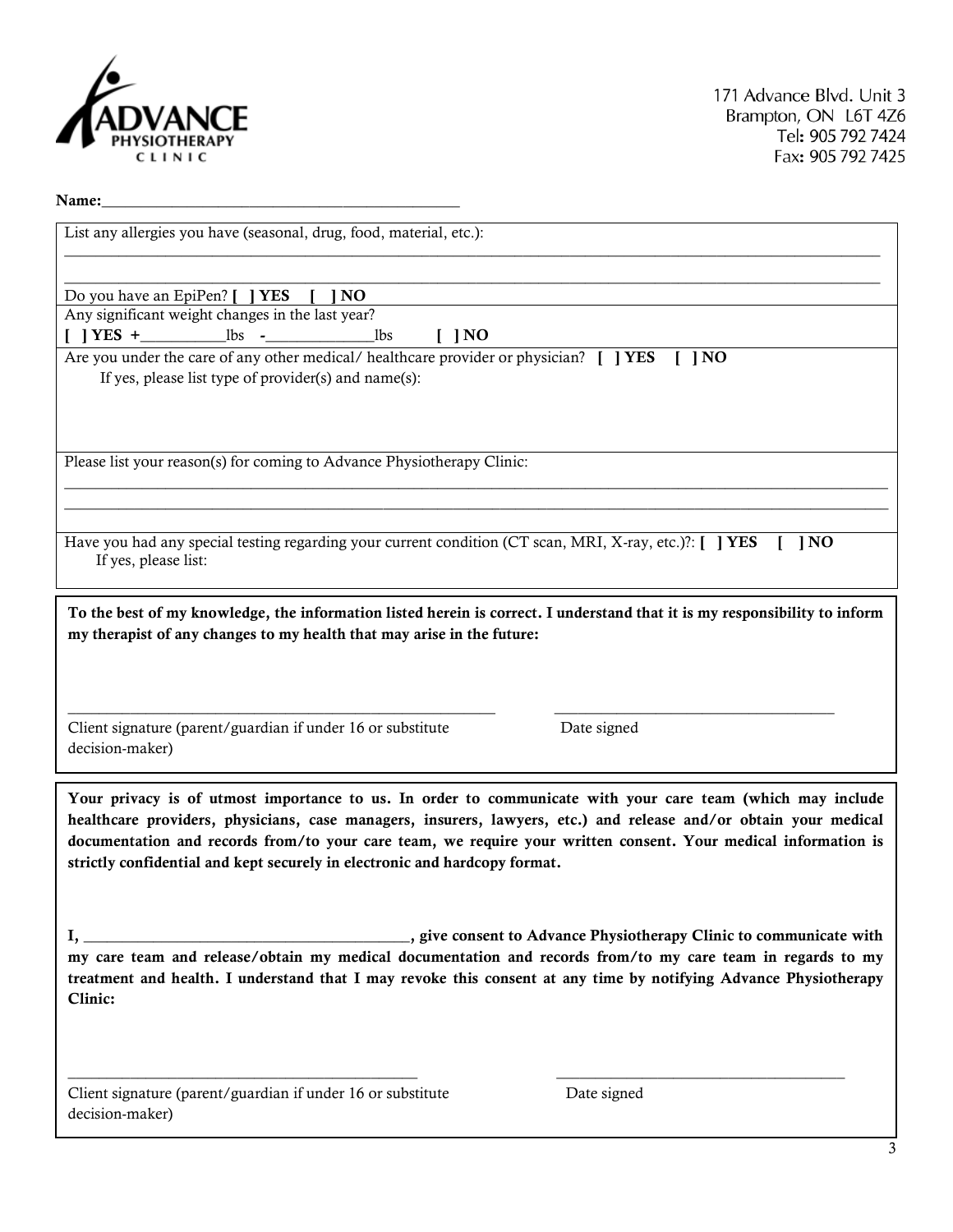**ADVANCE PHYSIOTHERAPY CLINIC**

171 Advance Blvd. Unit 3
Brampton, ON L6T 4Z6
Tel: 905 792 7424
Fax: 905 792 7425

**Name:**_____________________________________________

List any allergies you have (seasonal, drug, food, material, etc.):

___________________________________________________________________________________________________

___________________________________________________________________________________________________

Do you have an EpiPen? **[ ] YES [ ] NO**

Any significant weight changes in the last year?

**[ ] YES +**__________lbs **-**_____________lbs **[ ] NO**

Are you under the care of any other medical/ healthcare provider or physician? **[ ] YES [ ] NO**

If yes, please list type of provider(s) and name(s):

Please list your reason(s) for coming to Advance Physiotherapy Clinic:

___________________________________________________________________________________________________

___________________________________________________________________________________________________

Have you had any special testing regarding your current condition (CT scan, MRI, X-ray, etc.)?: **[ ] YES [ ] NO**

If yes, please list:

**To the best of my knowledge, the information listed herein is correct. I understand that it is my responsibility to inform my therapist of any changes to my health that may arise in the future:**

_______________________________________________ _________________________________

Client signature (parent/guardian if under 16 or substitute decision-maker) Date signed

**Your privacy is of utmost importance to us. In order to communicate with your care team (which may include healthcare providers, physicians, case managers, insurers, lawyers, etc.) and release and/or obtain your medical documentation and records from/to your care team, we require your written consent. Your medical information is strictly confidential and kept securely in electronic and hardcopy format.**

**I, _________________________________________, give consent to Advance Physiotherapy Clinic to communicate with my care team and release/obtain my medical documentation and records from/to my care team in regards to my treatment and health. I understand that I may revoke this consent at any time by notifying Advance Physiotherapy Clinic:**

_______________________________________________ _________________________________

Client signature (parent/guardian if under 16 or substitute decision-maker) Date signed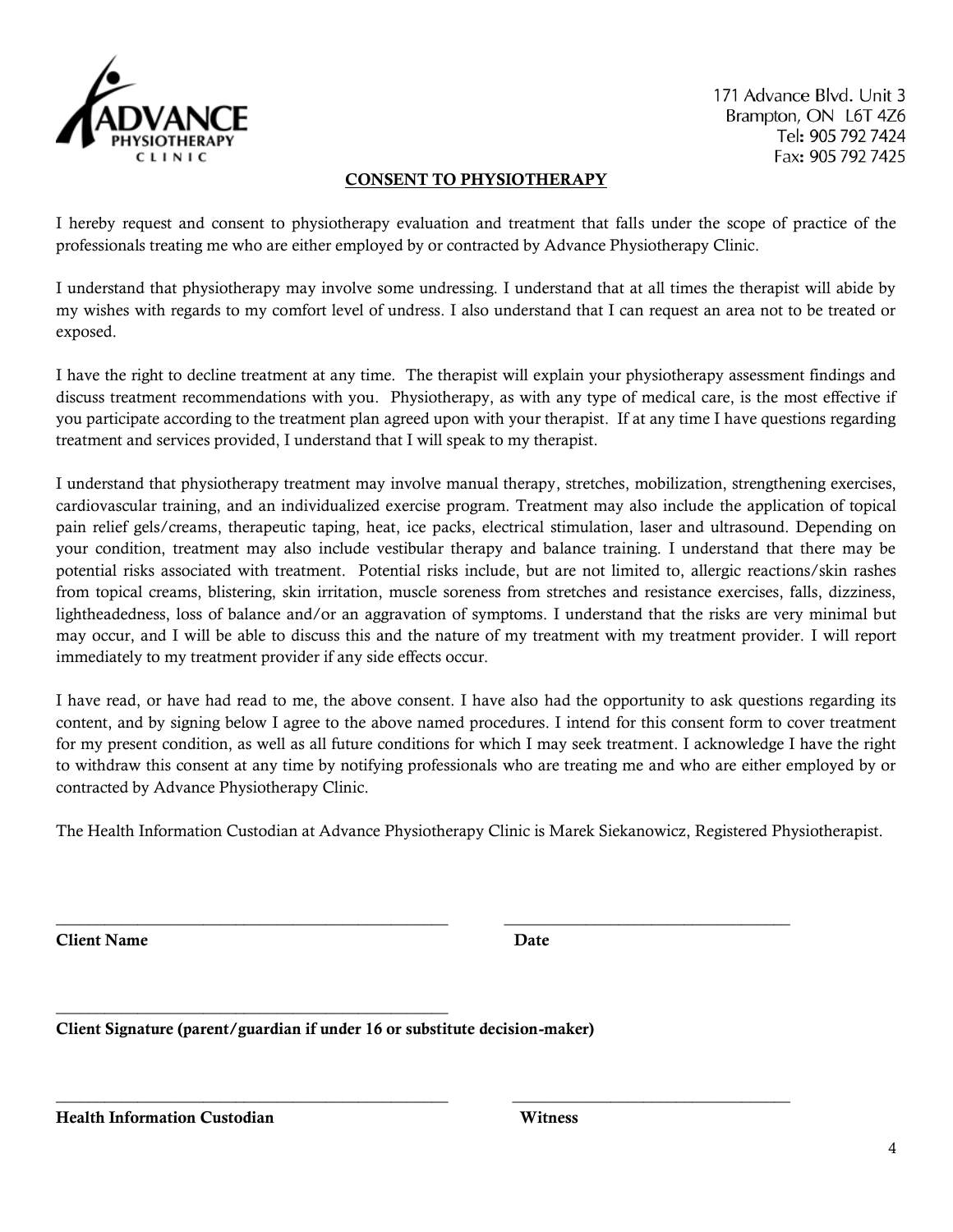ADVANCE PHYSIOTHERAPY CLINIC

171 Advance Blvd. Unit 3
Brampton, ON L6T 4Z6
Tel: 905 792 7424
Fax: 905 792 7425

## CONSENT TO PHYSIOTHERAPY

I hereby request and consent to physiotherapy evaluation and treatment that falls under the scope of practice of the professionals treating me who are either employed by or contracted by Advance Physiotherapy Clinic.

I understand that physiotherapy may involve some undressing. I understand that at all times the therapist will abide by my wishes with regards to my comfort level of undress. I also understand that I can request an area not to be treated or exposed.

I have the right to decline treatment at any time. The therapist will explain your physiotherapy assessment findings and discuss treatment recommendations with you. Physiotherapy, as with any type of medical care, is the most effective if you participate according to the treatment plan agreed upon with your therapist. If at any time I have questions regarding treatment and services provided, I understand that I will speak to my therapist.

I understand that physiotherapy treatment may involve manual therapy, stretches, mobilization, strengthening exercises, cardiovascular training, and an individualized exercise program. Treatment may also include the application of topical pain relief gels/creams, therapeutic taping, heat, ice packs, electrical stimulation, laser and ultrasound. Depending on your condition, treatment may also include vestibular therapy and balance training. I understand that there may be potential risks associated with treatment. Potential risks include, but are not limited to, allergic reactions/skin rashes from topical creams, blistering, skin irritation, muscle soreness from stretches and resistance exercises, falls, dizziness, lightheadedness, loss of balance and/or an aggravation of symptoms. I understand that the risks are very minimal but may occur, and I will be able to discuss this and the nature of my treatment with my treatment provider. I will report immediately to my treatment provider if any side effects occur.

I have read, or have had read to me, the above consent. I have also had the opportunity to ask questions regarding its content, and by signing below I agree to the above named procedures. I intend for this consent form to cover treatment for my present condition, as well as all future conditions for which I may seek treatment. I acknowledge I have the right to withdraw this consent at any time by notifying professionals who are treating me and who are either employed by or contracted by Advance Physiotherapy Clinic.

The Health Information Custodian at Advance Physiotherapy Clinic is Marek Siekanowicz, Registered Physiotherapist.

\_\_\_\_\_\_\_\_\_\_\_\_\_\_\_\_\_\_\_\_\_\_\_\_\_\_\_\_\_\_\_\_\_\_\_\_\_\_\_\_ \_\_\_\_\_\_\_\_\_\_\_\_\_\_\_\_\_\_\_\_\_\_\_\_\_\_\_\_\_\_\_\_

**Client Name** **Date**

\_\_\_\_\_\_\_\_\_\_\_\_\_\_\_\_\_\_\_\_\_\_\_\_\_\_\_\_\_\_\_\_\_\_\_\_\_\_\_\_

**Client Signature (parent/guardian if under 16 or substitute decision-maker)**

\_\_\_\_\_\_\_\_\_\_\_\_\_\_\_\_\_\_\_\_\_\_\_\_\_\_\_\_\_\_\_\_\_\_\_\_\_\_\_\_ \_\_\_\_\_\_\_\_\_\_\_\_\_\_\_\_\_\_\_\_\_\_\_\_\_\_\_\_\_\_\_\_

**Health Information Custodian** **Witness**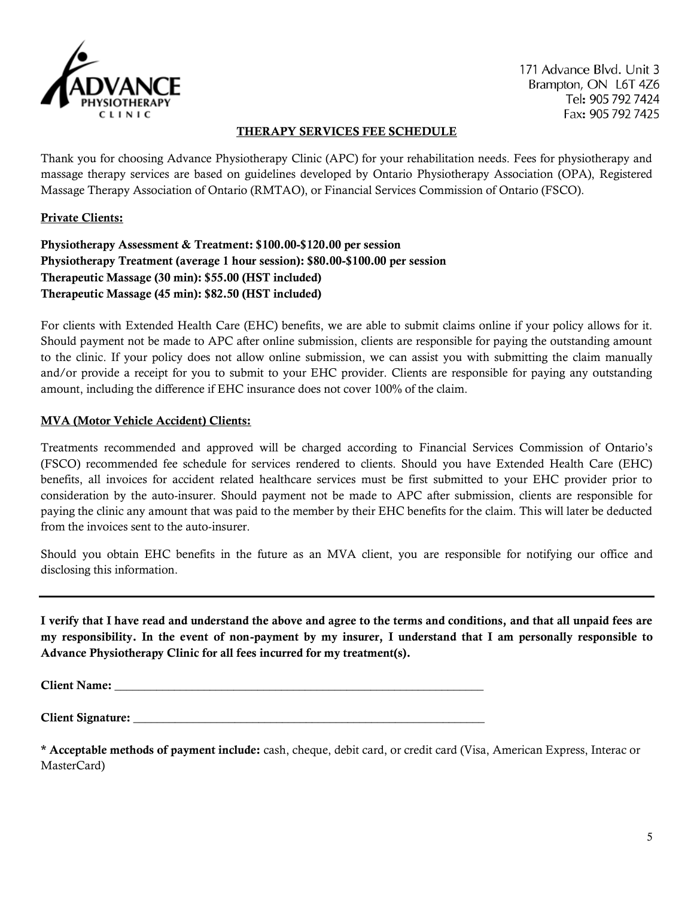ADVANCE PHYSIOTHERAPY CLINIC

171 Advance Blvd. Unit 3
Brampton, ON L6T 4Z6
Tel: 905 792 7424
Fax: 905 792 7425

## THERAPY SERVICES FEE SCHEDULE

Thank you for choosing Advance Physiotherapy Clinic (APC) for your rehabilitation needs. Fees for physiotherapy and massage therapy services are based on guidelines developed by Ontario Physiotherapy Association (OPA), Registered Massage Therapy Association of Ontario (RMTAO), or Financial Services Commission of Ontario (FSCO).

### Private Clients:

**Physiotherapy Assessment & Treatment: $100.00-$120.00 per session**
**Physiotherapy Treatment (average 1 hour session): $80.00-$100.00 per session**
**Therapeutic Massage (30 min): $55.00 (HST included)**
**Therapeutic Massage (45 min): $82.50 (HST included)**

For clients with Extended Health Care (EHC) benefits, we are able to submit claims online if your policy allows for it. Should payment not be made to APC after online submission, clients are responsible for paying the outstanding amount to the clinic. If your policy does not allow online submission, we can assist you with submitting the claim manually and/or provide a receipt for you to submit to your EHC provider. Clients are responsible for paying any outstanding amount, including the difference if EHC insurance does not cover 100% of the claim.

### MVA (Motor Vehicle Accident) Clients:

Treatments recommended and approved will be charged according to Financial Services Commission of Ontario's (FSCO) recommended fee schedule for services rendered to clients. Should you have Extended Health Care (EHC) benefits, all invoices for accident related healthcare services must be first submitted to your EHC provider prior to consideration by the auto-insurer. Should payment not be made to APC after submission, clients are responsible for paying the clinic any amount that was paid to the member by their EHC benefits for the claim. This will later be deducted from the invoices sent to the auto-insurer.

Should you obtain EHC benefits in the future as an MVA client, you are responsible for notifying our office and disclosing this information.

---

**I verify that I have read and understand the above and agree to the terms and conditions, and that all unpaid fees are my responsibility. In the event of non-payment by my insurer, I understand that I am personally responsible to Advance Physiotherapy Clinic for all fees incurred for my treatment(s).**

**Client Name:** _______________________________________________

**Client Signature:** _______________________________________________

**\* Acceptable methods of payment include:** cash, cheque, debit card, or credit card (Visa, American Express, Interac or MasterCard)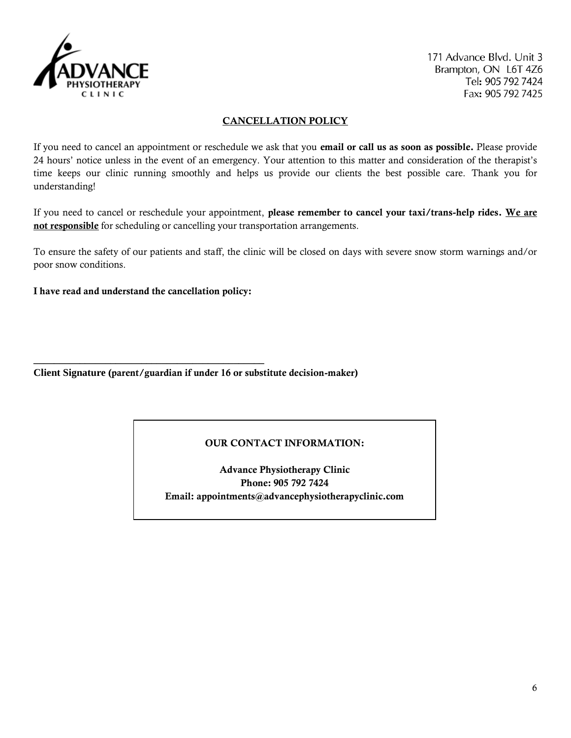171 Advance Blvd. Unit 3
Brampton, ON L6T 4Z6
Tel: 905 792 7424
Fax: 905 792 7425

## CANCELLATION POLICY

If you need to cancel an appointment or reschedule we ask that you **email or call us as soon as possible.** Please provide 24 hours' notice unless in the event of an emergency. Your attention to this matter and consideration of the therapist's time keeps our clinic running smoothly and helps us provide our clients the best possible care. Thank you for understanding!

If you need to cancel or reschedule your appointment, **please remember to cancel your taxi/trans-help rides.** **<u>We are not responsible</u>** for scheduling or cancelling your transportation arrangements.

To ensure the safety of our patients and staff, the clinic will be closed on days with severe snow storm warnings and/or poor snow conditions.

**I have read and understand the cancellation policy:**

\_\_\_\_\_\_\_\_\_\_\_\_\_\_\_\_\_\_\_\_\_\_\_\_\_\_\_\_\_\_\_\_\_\_\_\_\_\_\_\_\_\_\_\_

**Client Signature (parent/guardian if under 16 or substitute decision-maker)**

**OUR CONTACT INFORMATION:**

**Advance Physiotherapy Clinic**
**Phone: 905 792 7424**
**Email: appointments@advancephysiotherapyclinic.com**